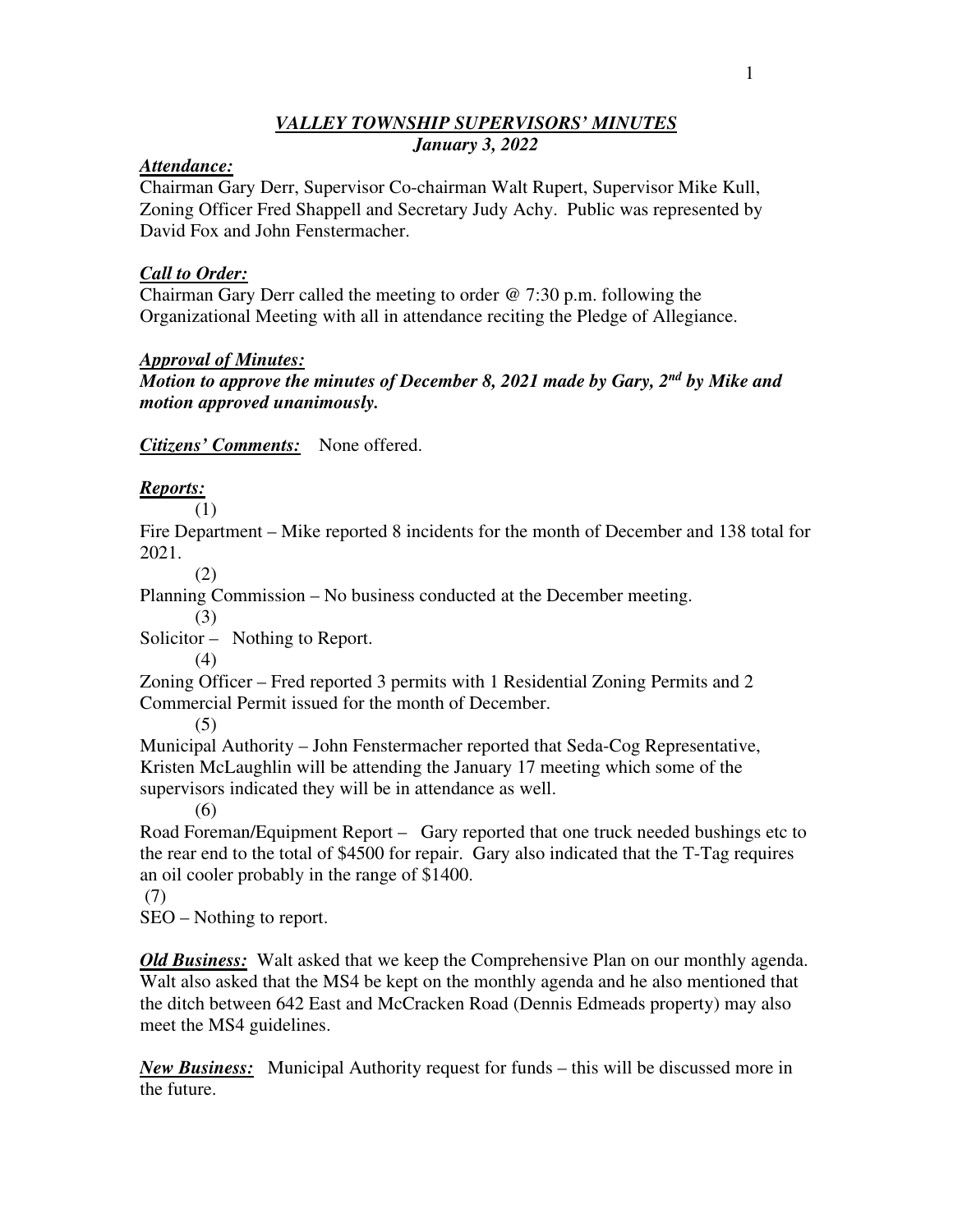# ***VALLEY TOWNSHIP SUPERVISORS' MINUTES***
## ***January 3, 2022***

***Attendance:***
Chairman Gary Derr, Supervisor Co-chairman Walt Rupert, Supervisor Mike Kull, Zoning Officer Fred Shappell and Secretary Judy Achy. Public was represented by David Fox and John Fenstermacher.

***Call to Order:***
Chairman Gary Derr called the meeting to order @ 7:30 p.m. following the Organizational Meeting with all in attendance reciting the Pledge of Allegiance.

***Approval of Minutes:***
***Motion to approve the minutes of December 8, 2021 made by Gary, 2nd by Mike and motion approved unanimously.***

***Citizens' Comments:*** None offered.

***Reports:***

(1)
Fire Department – Mike reported 8 incidents for the month of December and 138 total for 2021.

(2)
Planning Commission – No business conducted at the December meeting.

(3)
Solicitor – Nothing to Report.

(4)
Zoning Officer – Fred reported 3 permits with 1 Residential Zoning Permits and 2 Commercial Permit issued for the month of December.

(5)
Municipal Authority – John Fenstermacher reported that Seda-Cog Representative, Kristen McLaughlin will be attending the January 17 meeting which some of the supervisors indicated they will be in attendance as well.

(6)
Road Foreman/Equipment Report – Gary reported that one truck needed bushings etc to the rear end to the total of $4500 for repair. Gary also indicated that the T-Tag requires an oil cooler probably in the range of $1400.

(7)
SEO – Nothing to report.

***Old Business:*** Walt asked that we keep the Comprehensive Plan on our monthly agenda. Walt also asked that the MS4 be kept on the monthly agenda and he also mentioned that the ditch between 642 East and McCracken Road (Dennis Edmeads property) may also meet the MS4 guidelines.

***New Business:*** Municipal Authority request for funds – this will be discussed more in the future.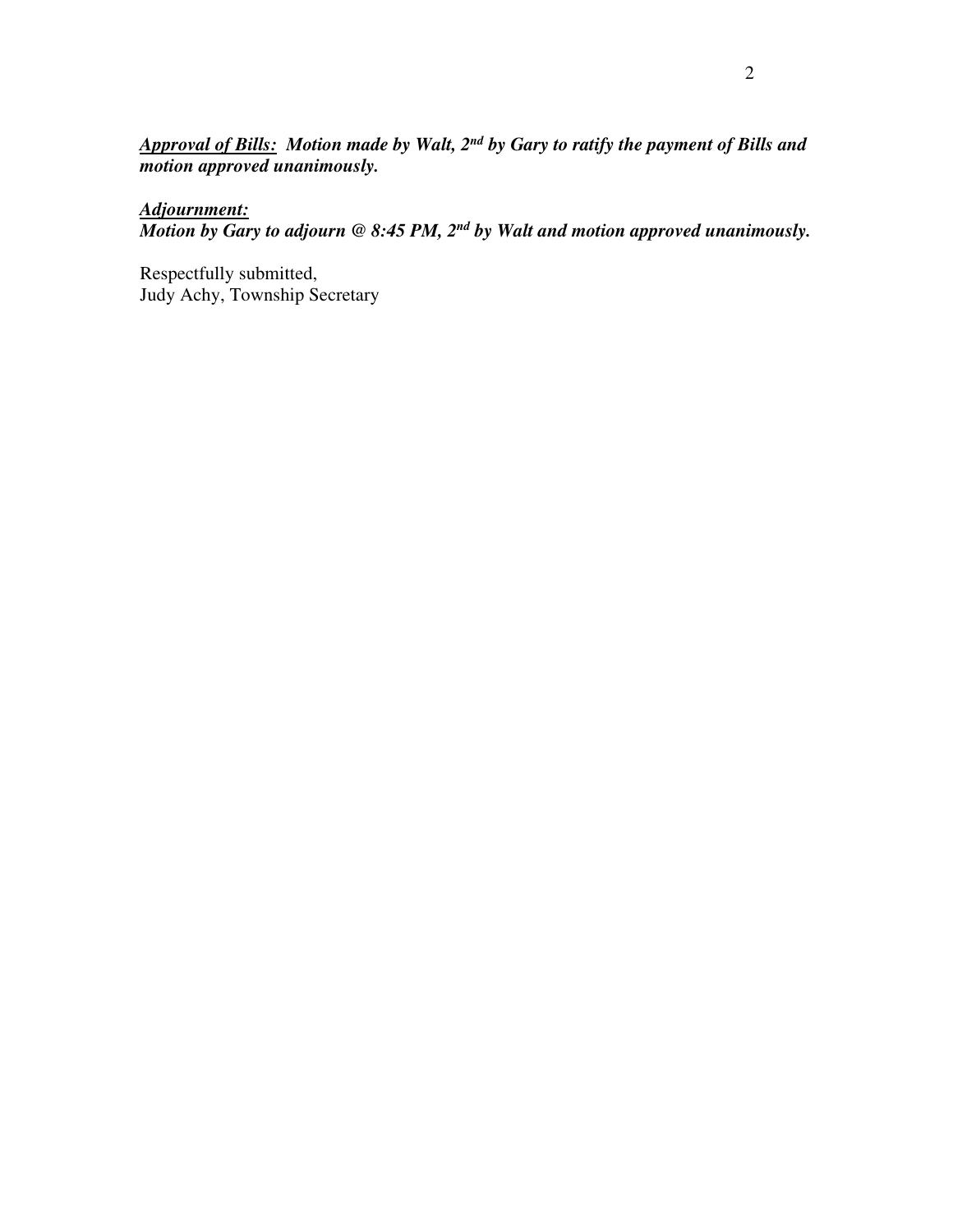***Approval of Bills:*** ***Motion made by Walt, 2nd by Gary to ratify the payment of Bills and motion approved unanimously.***

***Adjournment:***
***Motion by Gary to adjourn @ 8:45 PM, 2nd by Walt and motion approved unanimously.***

Respectfully submitted,
Judy Achy, Township Secretary